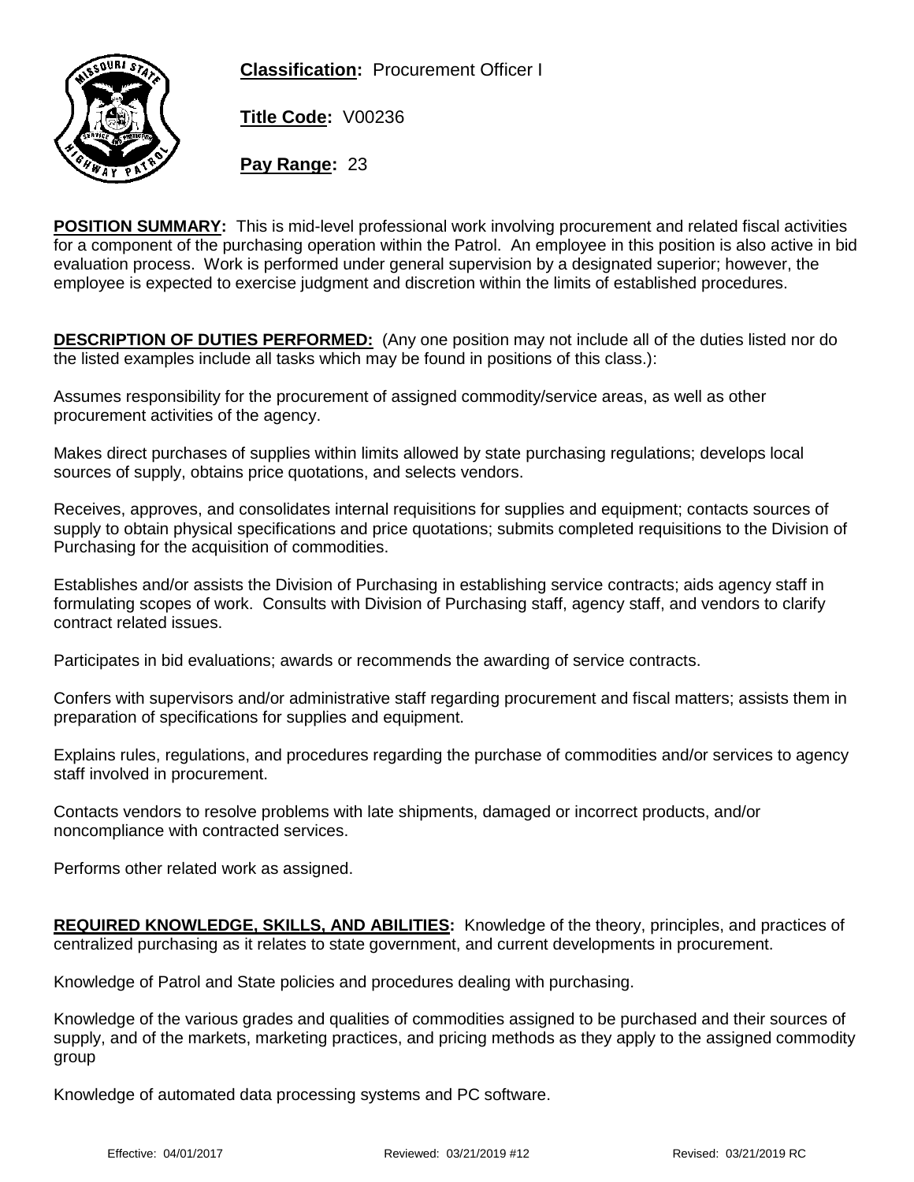**Classification:** Procurement Officer I

**Title Code:** V00236

**Pay Range:** 23

**POSITION SUMMARY:** This is mid-level professional work involving procurement and related fiscal activities for a component of the purchasing operation within the Patrol. An employee in this position is also active in bid evaluation process. Work is performed under general supervision by a designated superior; however, the employee is expected to exercise judgment and discretion within the limits of established procedures.

**DESCRIPTION OF DUTIES PERFORMED:** (Any one position may not include all of the duties listed nor do the listed examples include all tasks which may be found in positions of this class.):

Assumes responsibility for the procurement of assigned commodity/service areas, as well as other procurement activities of the agency.

Makes direct purchases of supplies within limits allowed by state purchasing regulations; develops local sources of supply, obtains price quotations, and selects vendors.

Receives, approves, and consolidates internal requisitions for supplies and equipment; contacts sources of supply to obtain physical specifications and price quotations; submits completed requisitions to the Division of Purchasing for the acquisition of commodities.

Establishes and/or assists the Division of Purchasing in establishing service contracts; aids agency staff in formulating scopes of work. Consults with Division of Purchasing staff, agency staff, and vendors to clarify contract related issues.

Participates in bid evaluations; awards or recommends the awarding of service contracts.

Confers with supervisors and/or administrative staff regarding procurement and fiscal matters; assists them in preparation of specifications for supplies and equipment.

Explains rules, regulations, and procedures regarding the purchase of commodities and/or services to agency staff involved in procurement.

Contacts vendors to resolve problems with late shipments, damaged or incorrect products, and/or noncompliance with contracted services.

Performs other related work as assigned.

**REQUIRED KNOWLEDGE, SKILLS, AND ABILITIES:** Knowledge of the theory, principles, and practices of centralized purchasing as it relates to state government, and current developments in procurement.

Knowledge of Patrol and State policies and procedures dealing with purchasing.

Knowledge of the various grades and qualities of commodities assigned to be purchased and their sources of supply, and of the markets, marketing practices, and pricing methods as they apply to the assigned commodity group

Knowledge of automated data processing systems and PC software.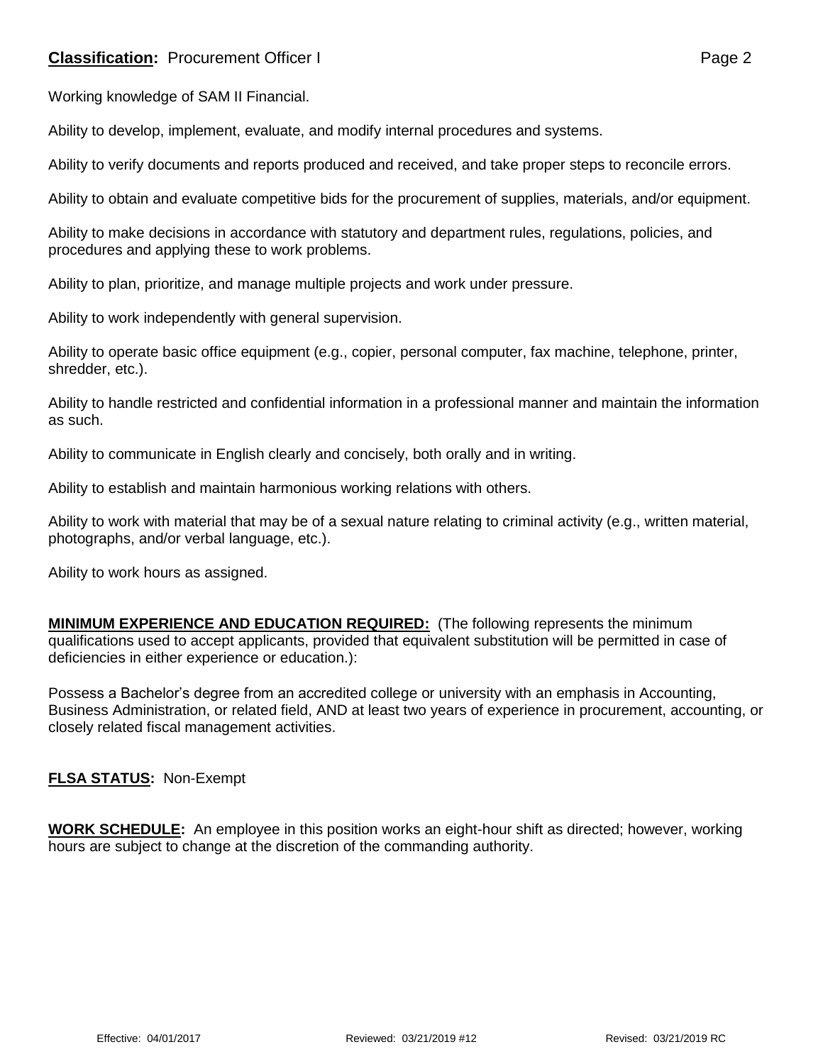Working knowledge of SAM II Financial.

Ability to develop, implement, evaluate, and modify internal procedures and systems.

Ability to verify documents and reports produced and received, and take proper steps to reconcile errors.

Ability to obtain and evaluate competitive bids for the procurement of supplies, materials, and/or equipment.

Ability to make decisions in accordance with statutory and department rules, regulations, policies, and procedures and applying these to work problems.

Ability to plan, prioritize, and manage multiple projects and work under pressure.

Ability to work independently with general supervision.

Ability to operate basic office equipment (e.g., copier, personal computer, fax machine, telephone, printer, shredder, etc.).

Ability to handle restricted and confidential information in a professional manner and maintain the information as such.

Ability to communicate in English clearly and concisely, both orally and in writing.

Ability to establish and maintain harmonious working relations with others.

Ability to work with material that may be of a sexual nature relating to criminal activity (e.g., written material, photographs, and/or verbal language, etc.).

Ability to work hours as assigned.

**MINIMUM EXPERIENCE AND EDUCATION REQUIRED:** (The following represents the minimum qualifications used to accept applicants, provided that equivalent substitution will be permitted in case of deficiencies in either experience or education.):

Possess a Bachelor's degree from an accredited college or university with an emphasis in Accounting, Business Administration, or related field, AND at least two years of experience in procurement, accounting, or closely related fiscal management activities.

**FLSA STATUS:** Non-Exempt

**WORK SCHEDULE:** An employee in this position works an eight-hour shift as directed; however, working hours are subject to change at the discretion of the commanding authority.

Effective: 04/01/2017 Reviewed: 03/21/2019 #12 Revised: 03/21/2019 RC